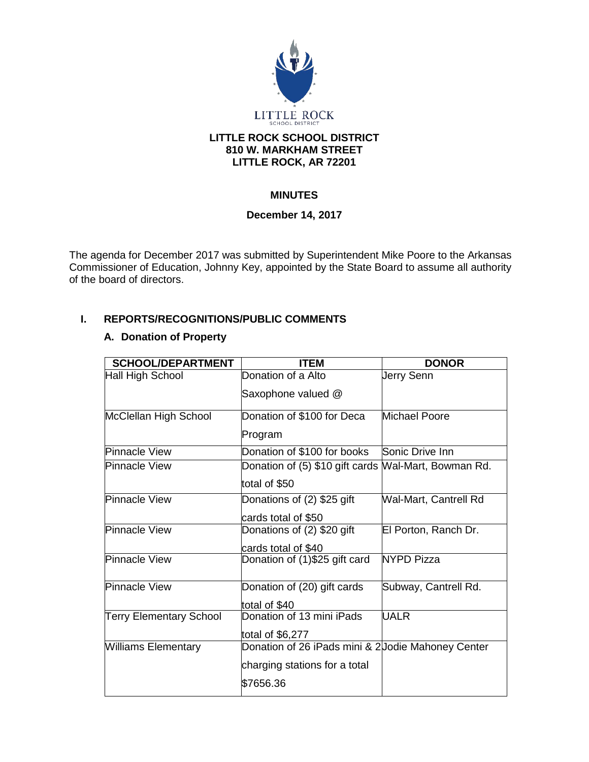LITTLE ROCK
SCHOOL DISTRICT

**LITTLE ROCK SCHOOL DISTRICT**
**810 W. MARKHAM STREET**
**LITTLE ROCK, AR 72201**

## MINUTES

**December 14, 2017**

The agenda for December 2017 was submitted by Superintendent Mike Poore to the Arkansas Commissioner of Education, Johnny Key, appointed by the State Board to assume all authority of the board of directors.

## I. REPORTS/RECOGNITIONS/PUBLIC COMMENTS

### A. Donation of Property

| SCHOOL/DEPARTMENT | ITEM | DONOR |
|---|---|---|
| Hall High School | Donation of a Alto Saxophone valued @ | Jerry Senn |
| McClellan High School | Donation of $100 for Deca Program | Michael Poore |
| Pinnacle View | Donation of $100 for books | Sonic Drive Inn |
| Pinnacle View | Donation of (5) $10 gift cards total of $50 | Wal-Mart, Bowman Rd. |
| Pinnacle View | Donations of (2) $25 gift cards total of $50 | Wal-Mart, Cantrell Rd |
| Pinnacle View | Donations of (2) $20 gift cards total of $40 | El Porton, Ranch Dr. |
| Pinnacle View | Donation of (1)$25 gift card | NYPD Pizza |
| Pinnacle View | Donation of (20) gift cards total of $40 | Subway, Cantrell Rd. |
| Terry Elementary School | Donation of 13 mini iPads total of $6,277 | UALR |
| Williams Elementary | Donation of 26 iPads mini & 2 charging stations for a total $7656.36 | Jodie Mahoney Center |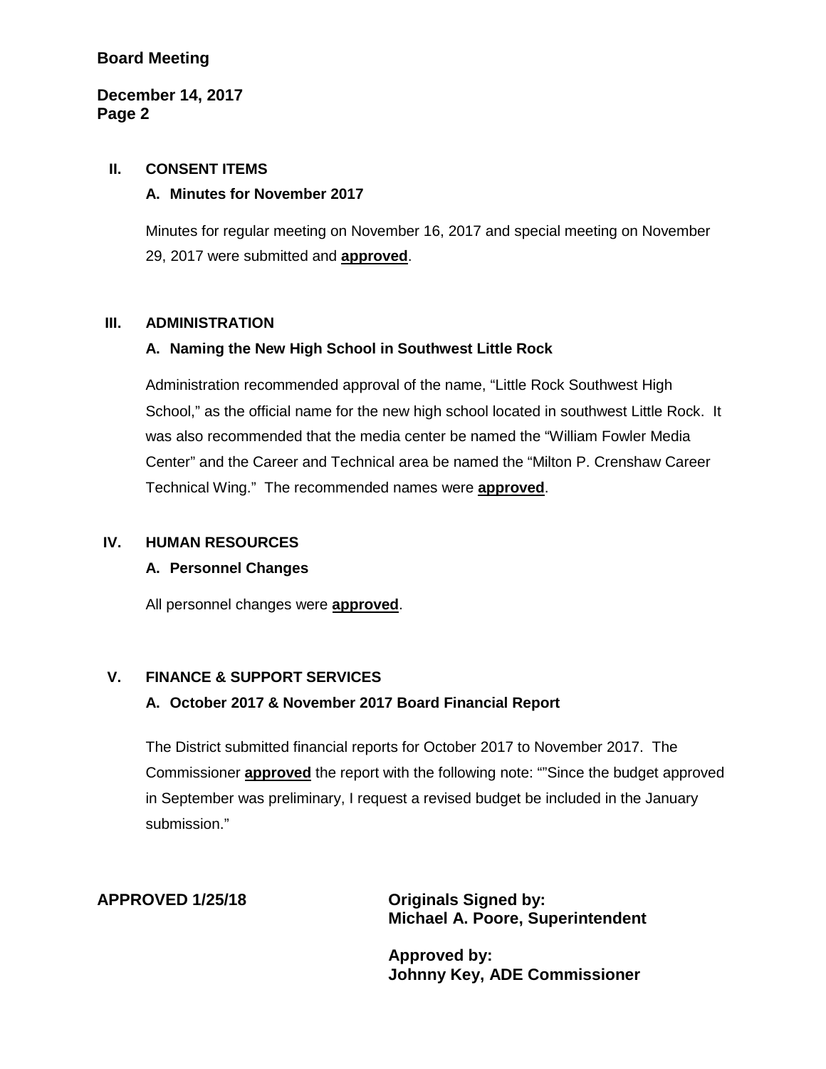**Board Meeting**

**December 14, 2017**
**Page 2**

## II. CONSENT ITEMS

### A. Minutes for November 2017

Minutes for regular meeting on November 16, 2017 and special meeting on November 29, 2017 were submitted and **approved**.

## III. ADMINISTRATION

### A. Naming the New High School in Southwest Little Rock

Administration recommended approval of the name, "Little Rock Southwest High School," as the official name for the new high school located in southwest Little Rock. It was also recommended that the media center be named the "William Fowler Media Center" and the Career and Technical area be named the "Milton P. Crenshaw Career Technical Wing." The recommended names were **approved**.

## IV. HUMAN RESOURCES

### A. Personnel Changes

All personnel changes were **approved**.

## V. FINANCE & SUPPORT SERVICES

### A. October 2017 & November 2017 Board Financial Report

The District submitted financial reports for October 2017 to November 2017. The Commissioner **approved** the report with the following note: ""Since the budget approved in September was preliminary, I request a revised budget be included in the January submission."

**APPROVED 1/25/18**

**Originals Signed by:**
**Michael A. Poore, Superintendent**

**Approved by:**
**Johnny Key, ADE Commissioner**